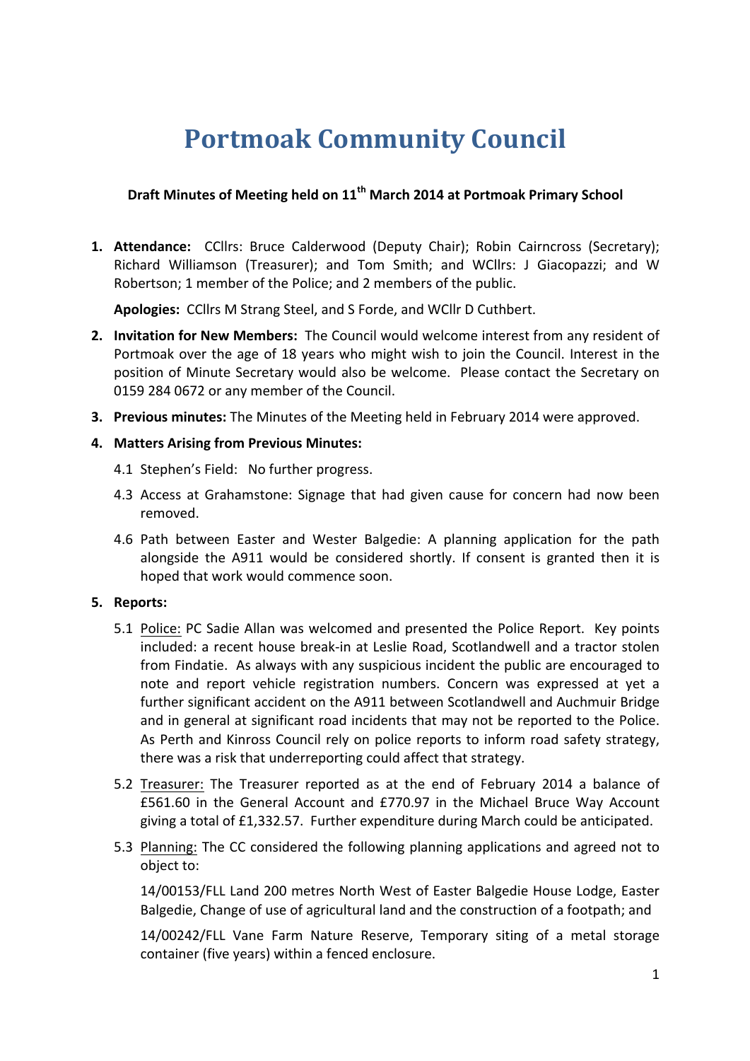# Portmoak Community Council

**Draft Minutes of Meeting held on 11th March 2014 at Portmoak Primary School**

1. **Attendance:** CCllrs: Bruce Calderwood (Deputy Chair); Robin Cairncross (Secretary); Richard Williamson (Treasurer); and Tom Smith; and WCllrs: J Giacopazzi; and W Robertson; 1 member of the Police; and 2 members of the public.

   **Apologies:** CCllrs M Strang Steel, and S Forde, and WCllr D Cuthbert.

2. **Invitation for New Members:** The Council would welcome interest from any resident of Portmoak over the age of 18 years who might wish to join the Council. Interest in the position of Minute Secretary would also be welcome. Please contact the Secretary on 0159 284 0672 or any member of the Council.

3. **Previous minutes:** The Minutes of the Meeting held in February 2014 were approved.

4. **Matters Arising from Previous Minutes:**

   4.1 Stephen's Field: No further progress.

   4.3 Access at Grahamstone: Signage that had given cause for concern had now been removed.

   4.6 Path between Easter and Wester Balgedie: A planning application for the path alongside the A911 would be considered shortly. If consent is granted then it is hoped that work would commence soon.

5. **Reports:**

   5.1 Police: PC Sadie Allan was welcomed and presented the Police Report. Key points included: a recent house break-in at Leslie Road, Scotlandwell and a tractor stolen from Findatie. As always with any suspicious incident the public are encouraged to note and report vehicle registration numbers. Concern was expressed at yet a further significant accident on the A911 between Scotlandwell and Auchmuir Bridge and in general at significant road incidents that may not be reported to the Police. As Perth and Kinross Council rely on police reports to inform road safety strategy, there was a risk that underreporting could affect that strategy.

   5.2 Treasurer: The Treasurer reported as at the end of February 2014 a balance of £561.60 in the General Account and £770.97 in the Michael Bruce Way Account giving a total of £1,332.57. Further expenditure during March could be anticipated.

   5.3 Planning: The CC considered the following planning applications and agreed not to object to:

   14/00153/FLL Land 200 metres North West of Easter Balgedie House Lodge, Easter Balgedie, Change of use of agricultural land and the construction of a footpath; and

   14/00242/FLL Vane Farm Nature Reserve, Temporary siting of a metal storage container (five years) within a fenced enclosure.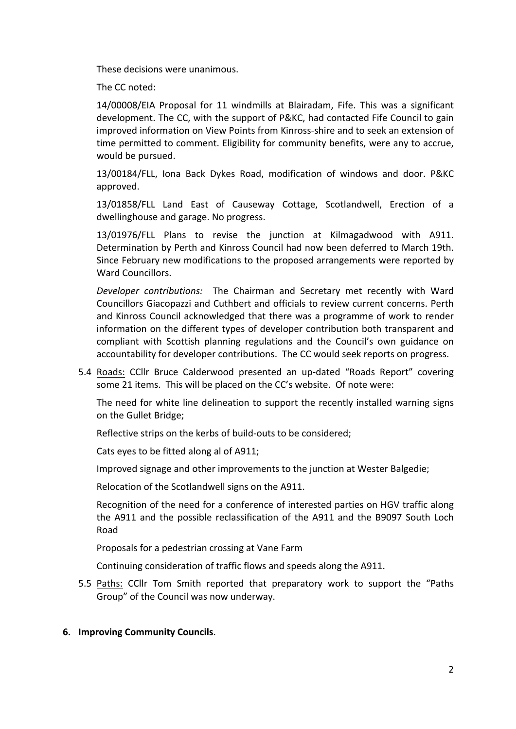These decisions were unanimous.

The CC noted:

14/00008/EIA Proposal for 11 windmills at Blairadam, Fife. This was a significant development. The CC, with the support of P&KC, had contacted Fife Council to gain improved information on View Points from Kinross-shire and to seek an extension of time permitted to comment. Eligibility for community benefits, were any to accrue, would be pursued.

13/00184/FLL, Iona Back Dykes Road, modification of windows and door. P&KC approved.

13/01858/FLL Land East of Causeway Cottage, Scotlandwell, Erection of a dwellinghouse and garage. No progress.

13/01976/FLL Plans to revise the junction at Kilmagadwood with A911. Determination by Perth and Kinross Council had now been deferred to March 19th. Since February new modifications to the proposed arrangements were reported by Ward Councillors.

*Developer contributions:* The Chairman and Secretary met recently with Ward Councillors Giacopazzi and Cuthbert and officials to review current concerns. Perth and Kinross Council acknowledged that there was a programme of work to render information on the different types of developer contribution both transparent and compliant with Scottish planning regulations and the Council's own guidance on accountability for developer contributions. The CC would seek reports on progress.

5.4 Roads: CCllr Bruce Calderwood presented an up-dated "Roads Report" covering some 21 items. This will be placed on the CC's website. Of note were:

The need for white line delineation to support the recently installed warning signs on the Gullet Bridge;

Reflective strips on the kerbs of build-outs to be considered;

Cats eyes to be fitted along al of A911;

Improved signage and other improvements to the junction at Wester Balgedie;

Relocation of the Scotlandwell signs on the A911.

Recognition of the need for a conference of interested parties on HGV traffic along the A911 and the possible reclassification of the A911 and the B9097 South Loch Road

Proposals for a pedestrian crossing at Vane Farm

Continuing consideration of traffic flows and speeds along the A911.

5.5 Paths: CCllr Tom Smith reported that preparatory work to support the "Paths Group" of the Council was now underway.

**6. Improving Community Councils**.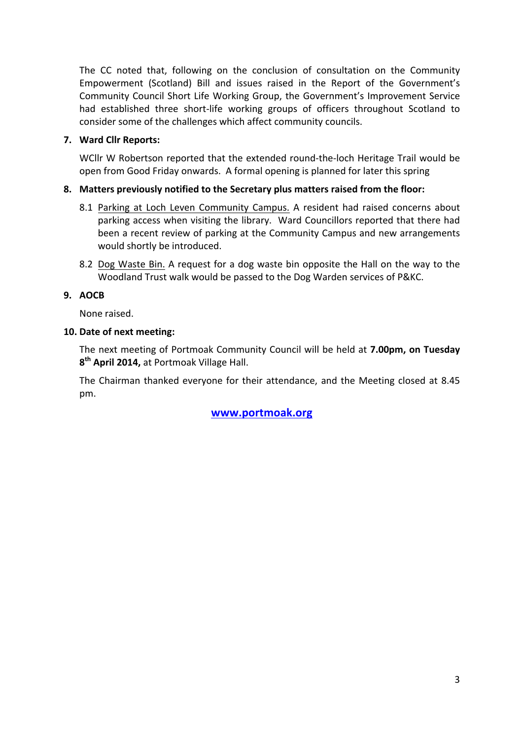The CC noted that, following on the conclusion of consultation on the Community Empowerment (Scotland) Bill and issues raised in the Report of the Government's Community Council Short Life Working Group, the Government's Improvement Service had established three short-life working groups of officers throughout Scotland to consider some of the challenges which affect community councils.

**7. Ward Cllr Reports:**

WCllr W Robertson reported that the extended round-the-loch Heritage Trail would be open from Good Friday onwards. A formal opening is planned for later this spring

**8. Matters previously notified to the Secretary plus matters raised from the floor:**

8.1 Parking at Loch Leven Community Campus. A resident had raised concerns about parking access when visiting the library. Ward Councillors reported that there had been a recent review of parking at the Community Campus and new arrangements would shortly be introduced.

8.2 Dog Waste Bin. A request for a dog waste bin opposite the Hall on the way to the Woodland Trust walk would be passed to the Dog Warden services of P&KC.

**9. AOCB**

None raised.

**10. Date of next meeting:**

The next meeting of Portmoak Community Council will be held at **7.00pm, on Tuesday 8th April 2014,** at Portmoak Village Hall.

The Chairman thanked everyone for their attendance, and the Meeting closed at 8.45 pm.

**www.portmoak.org**